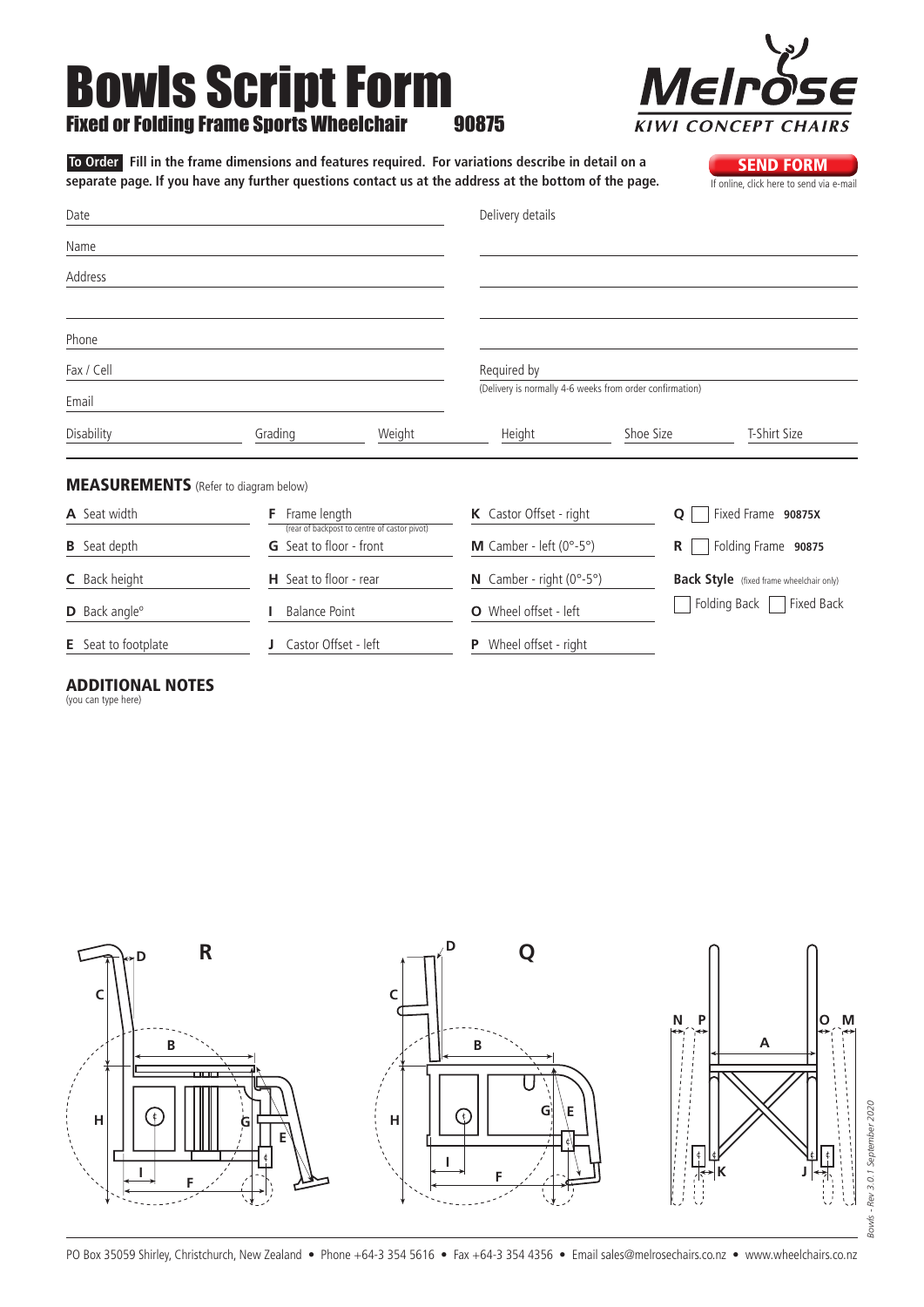# Bowls Script Form

## Fixed or Folding Frame Sports Wheelchair 90875

Melrose
KIWI CONCEPT CHAIRS

**To Order** **Fill in the frame dimensions and features required. For variations describe in detail on a separate page. If you have any further questions contact us at the address at the bottom of the page.**

**SEND FORM**
If online, click here to send via e-mail

Date

Name

Address

Phone

Fax / Cell

Email

Delivery details

Required by
(Delivery is normally 4-6 weeks from order confirmation)

Disability | Grading | Weight | Height | Shoe Size | T-Shirt Size

## MEASUREMENTS (Refer to diagram below)

| | | | |
|---|---|---|---|
| **A** Seat width | **F** Frame length (rear of backpost to centre of castor pivot) | **K** Castor Offset - right | **Q** ☐ Fixed Frame **90875X** |
| **B** Seat depth | **G** Seat to floor - front | **M** Camber - left (0°-5°) | **R** ☐ Folding Frame **90875** |
| **C** Back height | **H** Seat to floor - rear | **N** Camber - right (0°-5°) | **Back Style** (fixed frame wheelchair only) |
| **D** Back angle° | **I** Balance Point | **O** Wheel offset - left | ☐ Folding Back ☐ Fixed Back |
| **E** Seat to footplate | **J** Castor Offset - left | **P** Wheel offset - right | |

## ADDITIONAL NOTES
(you can type here)

PO Box 35059 Shirley, Christchurch, New Zealand • Phone +64-3 354 5616 • Fax +64-3 354 4356 • Email sales@melrosechairs.co.nz • www.wheelchairs.co.nz

Bowls - Rev 3.0 1 September 2020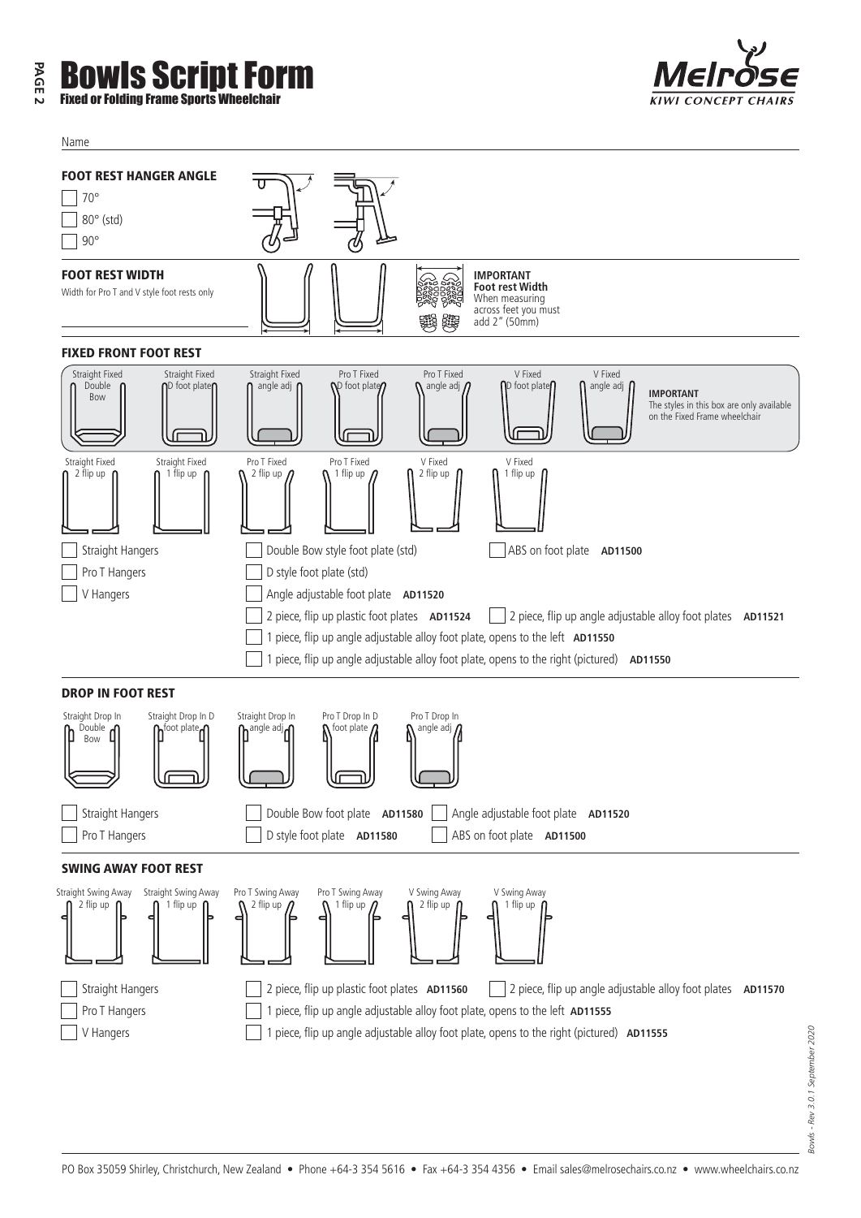# Bowls Script Form

**Fixed or Folding Frame Sports Wheelchair**

Name

## FOOT REST HANGER ANGLE

- [ ] 70°
- [ ] 80° (std)
- [ ] 90°

## FOOT REST WIDTH

Width for Pro T and V style foot rests only

**IMPORTANT**
**Foot rest Width**
When measuring across feet you must add 2" (50mm)

## FIXED FRONT FOOT REST

Straight Fixed Double Bow | Straight Fixed D foot plate | Straight Fixed angle adj | Pro T Fixed D foot plate | Pro T Fixed angle adj | V Fixed D foot plate | V Fixed angle adj

**IMPORTANT**
The styles in this box are only available on the Fixed Frame wheelchair

Straight Fixed 2 flip up | Straight Fixed 1 flip up | Pro T Fixed 2 flip up | Pro T Fixed 1 flip up | V Fixed 2 flip up | V Fixed 1 flip up

- [ ] Straight Hangers
- [ ] Pro T Hangers
- [ ] V Hangers

- [ ] Double Bow style foot plate (std)
- [ ] ABS on foot plate **AD11500**
- [ ] D style foot plate (std)
- [ ] Angle adjustable foot plate **AD11520**
- [ ] 2 piece, flip up plastic foot plates **AD11524**
- [ ] 2 piece, flip up angle adjustable alloy foot plates **AD11521**
- [ ] 1 piece, flip up angle adjustable alloy foot plate, opens to the left **AD11550**
- [ ] 1 piece, flip up angle adjustable alloy foot plate, opens to the right (pictured) **AD11550**

## DROP IN FOOT REST

Straight Drop In Double Bow | Straight Drop In D foot plate | Straight Drop In angle adj | Pro T Drop In D foot plate | Pro T Drop In angle adj

- [ ] Straight Hangers
- [ ] Pro T Hangers

- [ ] Double Bow foot plate **AD11580**
- [ ] Angle adjustable foot plate **AD11520**
- [ ] D style foot plate **AD11580**
- [ ] ABS on foot plate **AD11500**

## SWING AWAY FOOT REST

Straight Swing Away 2 flip up | Straight Swing Away 1 flip up | Pro T Swing Away 2 flip up | Pro T Swing Away 1 flip up | V Swing Away 2 flip up | V Swing Away 1 flip up

- [ ] Straight Hangers
- [ ] Pro T Hangers
- [ ] V Hangers

- [ ] 2 piece, flip up plastic foot plates **AD11560**
- [ ] 2 piece, flip up angle adjustable alloy foot plates **AD11570**
- [ ] 1 piece, flip up angle adjustable alloy foot plate, opens to the left **AD11555**
- [ ] 1 piece, flip up angle adjustable alloy foot plate, opens to the right (pictured) **AD11555**

PO Box 35059 Shirley, Christchurch, New Zealand • Phone +64-3 354 5616 • Fax +64-3 354 4356 • Email sales@melrosechairs.co.nz • www.wheelchairs.co.nz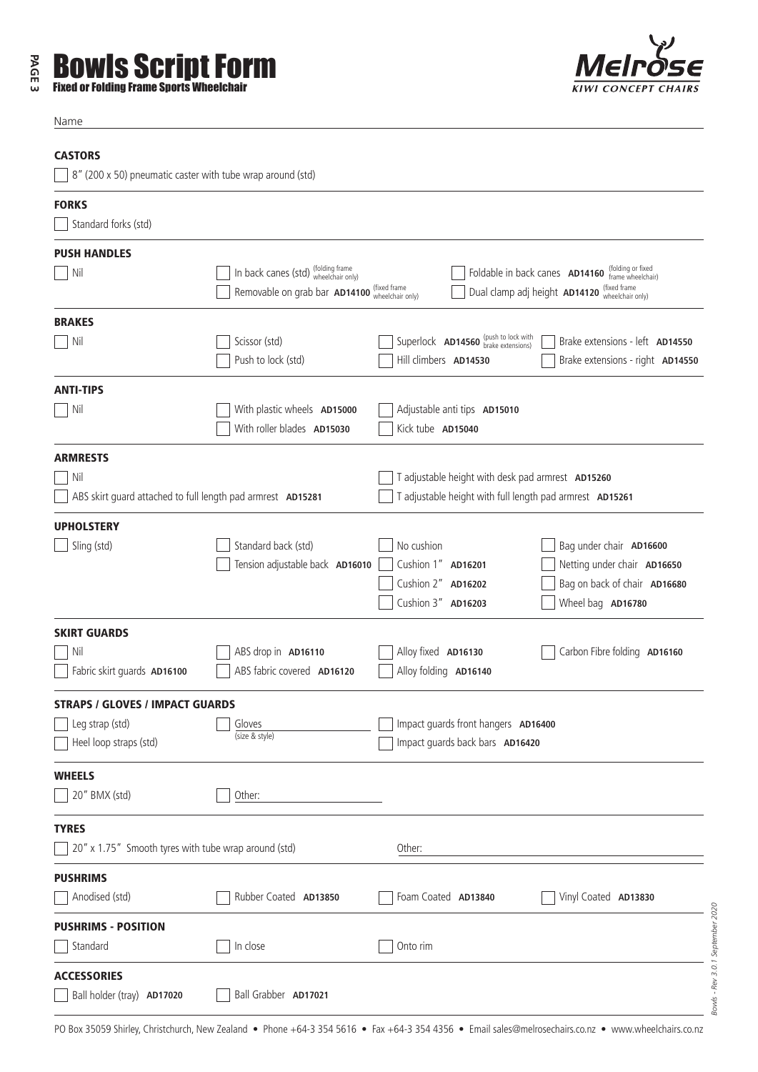# Bowls Script Form

### Fixed or Folding Frame Sports Wheelchair

Melrose KIWI CONCEPT CHAIRS

Name

**CASTORS**

- [ ] 8" (200 x 50) pneumatic caster with tube wrap around (std)

**FORKS**

- [ ] Standard forks (std)

**PUSH HANDLES**

- [ ] Nil
- [ ] In back canes (std) (folding frame wheelchair only)
- [ ] Removable on grab bar **AD14100** (fixed frame wheelchair only)
- [ ] Foldable in back canes **AD14160** (folding or fixed frame wheelchair)
- [ ] Dual clamp adj height **AD14120** (fixed frame wheelchair only)

**BRAKES**

- [ ] Nil
- [ ] Scissor (std)
- [ ] Push to lock (std)
- [ ] Superlock **AD14560** (push to lock with brake extensions)
- [ ] Hill climbers **AD14530**
- [ ] Brake extensions - left **AD14550**
- [ ] Brake extensions - right **AD14550**

**ANTI-TIPS**

- [ ] Nil
- [ ] With plastic wheels **AD15000**
- [ ] With roller blades **AD15030**
- [ ] Adjustable anti tips **AD15010**
- [ ] Kick tube **AD15040**

**ARMRESTS**

- [ ] Nil
- [ ] ABS skirt guard attached to full length pad armrest **AD15281**
- [ ] T adjustable height with desk pad armrest **AD15260**
- [ ] T adjustable height with full length pad armrest **AD15261**

**UPHOLSTERY**

- [ ] Sling (std)
- [ ] Standard back (std)
- [ ] Tension adjustable back **AD16010**
- [ ] No cushion
- [ ] Cushion 1" **AD16201**
- [ ] Cushion 2" **AD16202**
- [ ] Cushion 3" **AD16203**
- [ ] Bag under chair **AD16600**
- [ ] Netting under chair **AD16650**
- [ ] Bag on back of chair **AD16680**
- [ ] Wheel bag **AD16780**

**SKIRT GUARDS**

- [ ] Nil
- [ ] Fabric skirt guards **AD16100**
- [ ] ABS drop in **AD16110**
- [ ] ABS fabric covered **AD16120**
- [ ] Alloy fixed **AD16130**
- [ ] Alloy folding **AD16140**
- [ ] Carbon Fibre folding **AD16160**

**STRAPS / GLOVES / IMPACT GUARDS**

- [ ] Leg strap (std)
- [ ] Heel loop straps (std)
- [ ] Gloves ________ (size & style)
- [ ] Impact guards front hangers **AD16400**
- [ ] Impact guards back bars **AD16420**

**WHEELS**

- [ ] 20" BMX (std)
- [ ] Other: ________

**TYRES**

- [ ] 20" x 1.75" Smooth tyres with tube wrap around (std)

Other: ________

**PUSHRIMS**

- [ ] Anodised (std)
- [ ] Rubber Coated **AD13850**
- [ ] Foam Coated **AD13840**
- [ ] Vinyl Coated **AD13830**

**PUSHRIMS - POSITION**

- [ ] Standard
- [ ] In close
- [ ] Onto rim

**ACCESSORIES**

- [ ] Ball holder (tray) **AD17020**
- [ ] Ball Grabber **AD17021**

*Bowls - Rev 3.0.1 September 2020*

PO Box 35059 Shirley, Christchurch, New Zealand • Phone +64-3 354 5616 • Fax +64-3 354 4356 • Email sales@melrosechairs.co.nz • www.wheelchairs.co.nz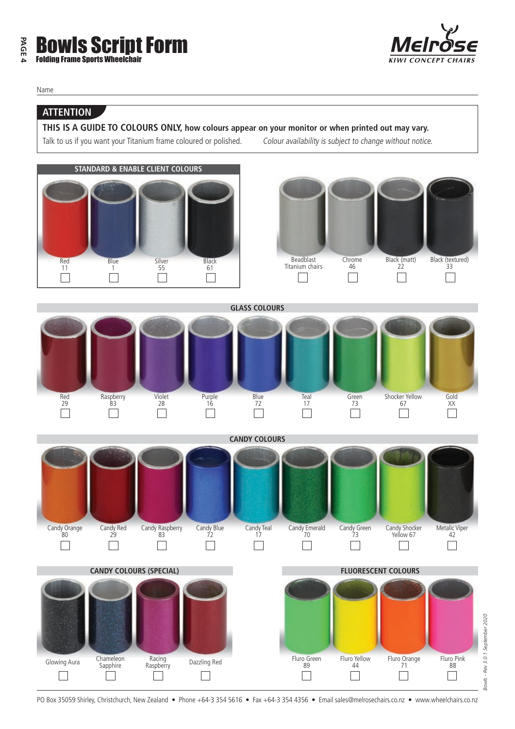# Bowls Script Form

**Folding Frame Sports Wheelchair**

Melrose KIWI CONCEPT CHAIRS

Name

## ATTENTION

**THIS IS A GUIDE TO COLOURS ONLY, how colours appear on your monitor or when printed out may vary.**

Talk to us if you want your Titanium frame coloured or polished. *Colour availability is subject to change without notice.*

### STANDARD & ENABLE CLIENT COLOURS

- ☐ Red 11
- ☐ Blue 1
- ☐ Silver 55
- ☐ Black 61

- ☐ Beadblast Titanium chairs
- ☐ Chrome 46
- ☐ Black (matt) 22
- ☐ Black (textured) 33

### GLASS COLOURS

- ☐ Red 29
- ☐ Raspberry 83
- ☐ Violet 28
- ☐ Purple 16
- ☐ Blue 72
- ☐ Teal 17
- ☐ Green 73
- ☐ Shocker Yellow 67
- ☐ Gold XX

### CANDY COLOURS

- ☐ Candy Orange 80
- ☐ Candy Red 29
- ☐ Candy Raspberry 83
- ☐ Candy Blue 72
- ☐ Candy Teal 17
- ☐ Candy Emerald 70
- ☐ Candy Green 73
- ☐ Candy Shocker Yellow 67
- ☐ Metalic Viper 42

### CANDY COLOURS (SPECIAL)

- ☐ Glowing Aura
- ☐ Chameleon Sapphire
- ☐ Racing Raspberry
- ☐ Dazzling Red

### FLUORESCENT COLOURS

- ☐ Fluro Green 89
- ☐ Fluro Yellow 44
- ☐ Fluro Orange 71
- ☐ Fluro Pink 88

*Bowls - Rev 3.0.1 September 2020*

PO Box 35059 Shirley, Christchurch, New Zealand • Phone +64-3 354 5616 • Fax +64-3 354 4356 • Email sales@melrosechairs.co.nz • www.wheelchairs.co.nz